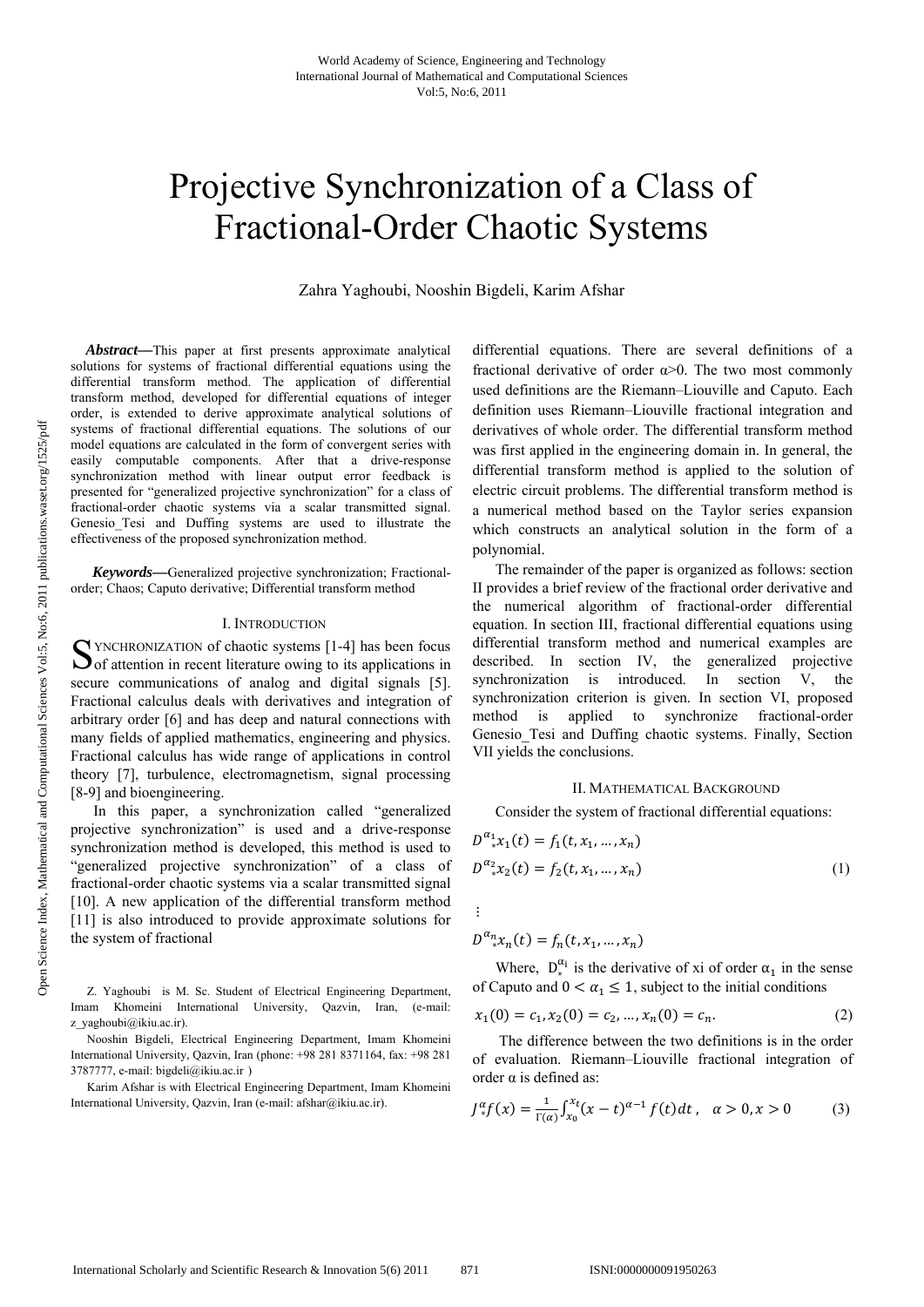# Projective Synchronization of a Class of Fractional-Order Chaotic Systems

Zahra Yaghoubi, Nooshin Bigdeli, Karim Afshar

***Abstract*—**This paper at first presents approximate analytical solutions for systems of fractional differential equations using the differential transform method. The application of differential transform method, developed for differential equations of integer order, is extended to derive approximate analytical solutions of systems of fractional differential equations. The solutions of our model equations are calculated in the form of convergent series with easily computable components. After that a drive-response synchronization method with linear output error feedback is presented for "generalized projective synchronization" for a class of fractional-order chaotic systems via a scalar transmitted signal. Genesio_Tesi and Duffing systems are used to illustrate the effectiveness of the proposed synchronization method.

***Keywords*—**Generalized projective synchronization; Fractional-order; Chaos; Caputo derivative; Differential transform method

## I. Introduction

Synchronization of chaotic systems [1-4] has been focus of attention in recent literature owing to its applications in secure communications of analog and digital signals [5]. Fractional calculus deals with derivatives and integration of arbitrary order [6] and has deep and natural connections with many fields of applied mathematics, engineering and physics. Fractional calculus has wide range of applications in control theory [7], turbulence, electromagnetism, signal processing [8-9] and bioengineering.

In this paper, a synchronization called "generalized projective synchronization" is used and a drive-response synchronization method is developed, this method is used to "generalized projective synchronization" of a class of fractional-order chaotic systems via a scalar transmitted signal [10]. A new application of the differential transform method [11] is also introduced to provide approximate solutions for the system of fractional differential equations. There are several definitions of a fractional derivative of order α>0. The two most commonly used definitions are the Riemann–Liouville and Caputo. Each definition uses Riemann–Liouville fractional integration and derivatives of whole order. The differential transform method was first applied in the engineering domain in. In general, the differential transform method is applied to the solution of electric circuit problems. The differential transform method is a numerical method based on the Taylor series expansion which constructs an analytical solution in the form of a polynomial.

The remainder of the paper is organized as follows: section II provides a brief review of the fractional order derivative and the numerical algorithm of fractional-order differential equation. In section III, fractional differential equations using differential transform method and numerical examples are described. In section IV, the generalized projective synchronization is introduced. In section V, the synchronization criterion is given. In section VI, proposed method is applied to synchronize fractional-order Genesio_Tesi and Duffing chaotic systems. Finally, Section VII yields the conclusions.

Z. Yaghoubi is M. Sc. Student of Electrical Engineering Department, Imam Khomeini International University, Qazvin, Iran, (e-mail: z_yaghoubi@ikiu.ac.ir).

Nooshin Bigdeli, Electrical Engineering Department, Imam Khomeini International University, Qazvin, Iran (phone: +98 281 8371164, fax: +98 281 3787777, e-mail: bigdeli@ikiu.ac.ir )

Karim Afshar is with Electrical Engineering Department, Imam Khomeini International University, Qazvin, Iran (e-mail: afshar@ikiu.ac.ir).

## II. Mathematical Background

Consider the system of fractional differential equations:

$$
\begin{aligned}
D_*^{\alpha_1} x_1(t) &= f_1(t, x_1, \dots, x_n) \\
D_*^{\alpha_2} x_2(t) &= f_2(t, x_1, \dots, x_n) \\
&\vdots \\
D_*^{\alpha_n} x_n(t) &= f_n(t, x_1, \dots, x_n)
\end{aligned}
\tag{1}
$$

Where, $D_*^{\alpha_i}$ is the derivative of xi of order $\alpha_1$ in the sense of Caputo and $0 < \alpha_1 \leq 1$, subject to the initial conditions

$$x_1(0) = c_1, x_2(0) = c_2, \dots, x_n(0) = c_n. \tag{2}$$

The difference between the two definitions is in the order of evaluation. Riemann–Liouville fractional integration of order α is defined as:

$$J_*^{\alpha} f(x) = \frac{1}{\Gamma(\alpha)} \int_{x_0}^{x_t} (x-t)^{\alpha-1} f(t) dt, \quad \alpha > 0, x > 0 \tag{3}$$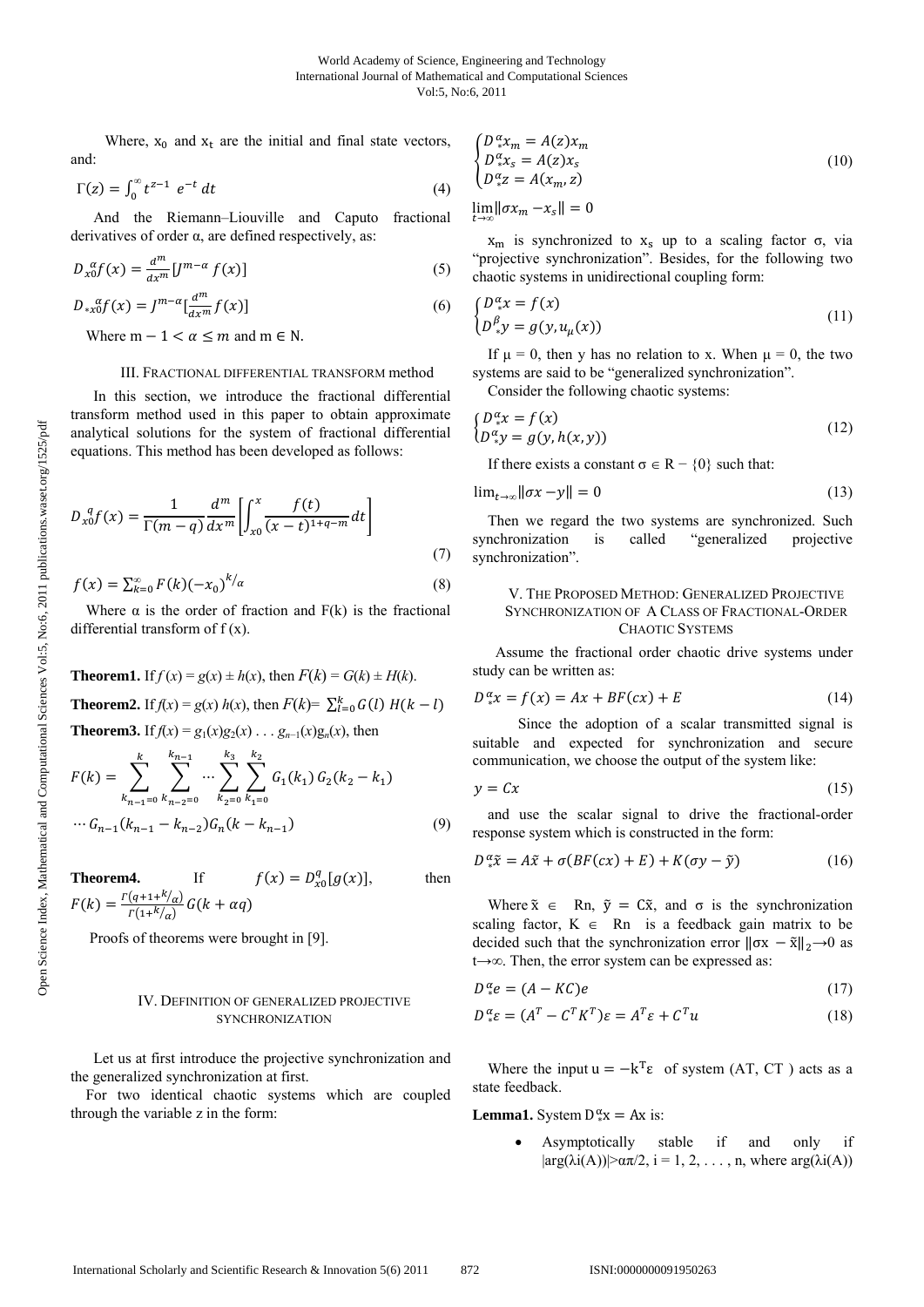Where, $x_0$ and $x_t$ are the initial and final state vectors, and:

$$\Gamma(z) = \int_0^{\infty} t^{z-1}\ e^{-t}\, dt \tag{4}$$

And the Riemann–Liouville and Caputo fractional derivatives of order α, are defined respectively, as:

$$D_{x0}^{\alpha} f(x) = \frac{d^m}{dx^m}[J^{m-\alpha} f(x)] \tag{5}$$

$$D_{*x0}^{\alpha} f(x) = J^{m-\alpha}[\frac{d^m}{dx^m} f(x)] \tag{6}$$

Where $m - 1 < \alpha \leq m$ and $m \in \mathbb{N}$.

### III. Fractional differential transform method

In this section, we introduce the fractional differential transform method used in this paper to obtain approximate analytical solutions for the system of fractional differential equations. This method has been developed as follows:

$$D_{x0}^{q} f(x) = \frac{1}{\Gamma(m-q)} \frac{d^m}{dx^m}\left[\int_{x0}^{x} \frac{f(t)}{(x-t)^{1+q-m}} dt\right] \tag{7}$$

$$f(x) = \sum_{k=0}^{\infty} F(k)(-x_0)^{k/\alpha} \tag{8}$$

Where α is the order of fraction and F(k) is the fractional differential transform of f (x).

**Theorem1.** If $f(x) = g(x) \pm h(x)$, then $F(k) = G(k) \pm H(k)$.

**Theorem2.** If $f(x) = g(x)\, h(x)$, then $F(k) = \sum_{l=0}^{k} G(l)\ H(k-l)$

**Theorem3.** If $f(x) = g_1(x)g_2(x) \ldots g_{n-1}(x)g_n(x)$, then

$$F(k) = \sum_{k_{n-1}=0}^{k} \sum_{k_{n-2}=0}^{k_{n-1}} \cdots \sum_{k_2=0}^{k_3} \sum_{k_1=0}^{k_2} G_1(k_1)\, G_2(k_2 - k_1) \cdots G_{n-1}(k_{n-1} - k_{n-2}) G_n(k - k_{n-1}) \tag{9}$$

**Theorem4.** If $f(x) = D_{x0}^{q}[g(x)]$, then $F(k) = \frac{\Gamma(q+1+k/\alpha)}{\Gamma(1+k/\alpha)} G(k + \alpha q)$

Proofs of theorems were brought in [9].

### IV. Definition of generalized projective synchronization

Let us at first introduce the projective synchronization and the generalized synchronization at first.

For two identical chaotic systems which are coupled through the variable z in the form:

$$\begin{cases} D_*^{\alpha} x_m = A(z) x_m \\ D_*^{\alpha} x_s = A(z) x_s \\ D_*^{\alpha} z = A(x_m, z) \end{cases} \tag{10}$$

$$\lim_{t\to\infty} \|\sigma x_m - x_s\| = 0$$

$x_m$ is synchronized to $x_s$ up to a scaling factor σ, via "projective synchronization". Besides, for the following two chaotic systems in unidirectional coupling form:

$$\begin{cases} D_*^{\alpha} x = f(x) \\ D_*^{\beta} y = g(y, u_{\mu}(x)) \end{cases} \tag{11}$$

If μ = 0, then y has no relation to x. When μ = 0, the two systems are said to be "generalized synchronization".

Consider the following chaotic systems:

$$\begin{cases} D_*^{\alpha} x = f(x) \\ D_*^{\alpha} y = g(y, h(x, y)) \end{cases} \tag{12}$$

If there exists a constant σ ∈ R − {0} such that:

$$\lim_{t\to\infty} \|\sigma x - y\| = 0 \tag{13}$$

Then we regard the two systems are synchronized. Such synchronization is called "generalized projective synchronization".

### V. The Proposed Method: Generalized Projective Synchronization of A Class of Fractional-Order Chaotic Systems

Assume the fractional order chaotic drive systems under study can be written as:

$$D_*^{\alpha} x = f(x) = Ax + BF(cx) + E \tag{14}$$

Since the adoption of a scalar transmitted signal is suitable and expected for synchronization and secure communication, we choose the output of the system like:

$$y = Cx \tag{15}$$

and use the scalar signal to drive the fractional-order response system which is constructed in the form:

$$D_*^{\alpha} \tilde{x} = A\tilde{x} + \sigma(BF(cx) + E) + K(\sigma y - \tilde{y}) \tag{16}$$

Where $\tilde{x} \in$ Rn, $\tilde{y} = C\tilde{x}$, and σ is the synchronization scaling factor, K ∈ Rn is a feedback gain matrix to be decided such that the synchronization error $\|\sigma x - \tilde{x}\|_2 \to 0$ as t→∞. Then, the error system can be expressed as:

$$D_*^{\alpha} e = (A - KC)e \tag{17}$$

$$D_*^{\alpha} \varepsilon = (A^T - C^T K^T)\varepsilon = A^T \varepsilon + C^T u \tag{18}$$

Where the input $u = -k^T \varepsilon$ of system (AT, CT ) acts as a state feedback.

**Lemma1.** System $D_*^{\alpha} x = Ax$ is:

- Asymptotically stable if and only if $|\arg(\lambda_i(A))| > \alpha\pi/2$, i = 1, 2, . . . , n, where $\arg(\lambda_i(A))$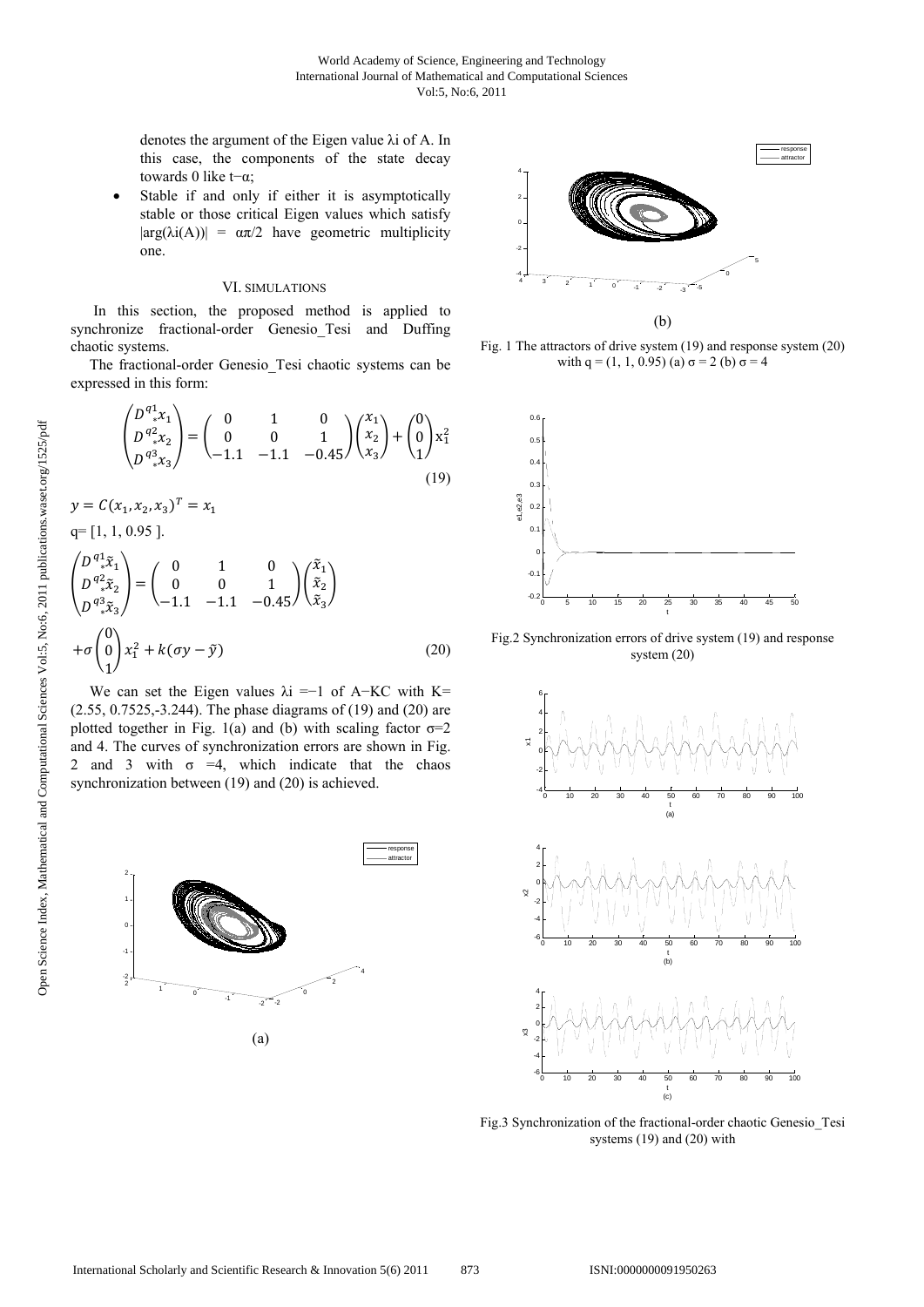denotes the argument of the Eigen value λi of A. In this case, the components of the state decay towards 0 like $t^{-\alpha}$;

- Stable if and only if either it is asymptotically stable or those critical Eigen values which satisfy $|\arg(\lambda_i(A))| = \alpha\pi/2$ have geometric multiplicity one.

## VI. SIMULATIONS

In this section, the proposed method is applied to synchronize fractional-order Genesio_Tesi and Duffing chaotic systems.

The fractional-order Genesio_Tesi chaotic systems can be expressed in this form:

$$\begin{pmatrix} D_*^{q_1} x_1 \\ D_*^{q_2} x_2 \\ D_*^{q_3} x_3 \end{pmatrix} = \begin{pmatrix} 0 & 1 & 0 \\ 0 & 0 & 1 \\ -1.1 & -1.1 & -0.45 \end{pmatrix} \begin{pmatrix} x_1 \\ x_2 \\ x_3 \end{pmatrix} + \begin{pmatrix} 0 \\ 0 \\ 1 \end{pmatrix} x_1^2 \tag{19}$$

$y = C(x_1, x_2, x_3)^T = x_1$

q= [1, 1, 0.95 ].

$$\begin{pmatrix} D_*^{q_1} \tilde{x}_1 \\ D_*^{q_2} \tilde{x}_2 \\ D_*^{q_3} \tilde{x}_3 \end{pmatrix} = \begin{pmatrix} 0 & 1 & 0 \\ 0 & 0 & 1 \\ -1.1 & -1.1 & -0.45 \end{pmatrix} \begin{pmatrix} \tilde{x}_1 \\ \tilde{x}_2 \\ \tilde{x}_3 \end{pmatrix} + \sigma \begin{pmatrix} 0 \\ 0 \\ 1 \end{pmatrix} x_1^2 + k(\sigma y - \tilde{y}) \tag{20}$$

We can set the Eigen values $\lambda_i = -1$ of $A-KC$ with K= (2.55, 0.7525,-3.244). The phase diagrams of (19) and (20) are plotted together in Fig. 1(a) and (b) with scaling factor σ=2 and 4. The curves of synchronization errors are shown in Fig. 2 and 3 with σ =4, which indicate that the chaos synchronization between (19) and (20) is achieved.

(a)

(b)

Fig. 1 The attractors of drive system (19) and response system (20) with q = (1, 1, 0.95) (a) σ = 2 (b) σ = 4

Fig.2 Synchronization errors of drive system (19) and response system (20)

Fig.3 Synchronization of the fractional-order chaotic Genesio_Tesi systems (19) and (20) with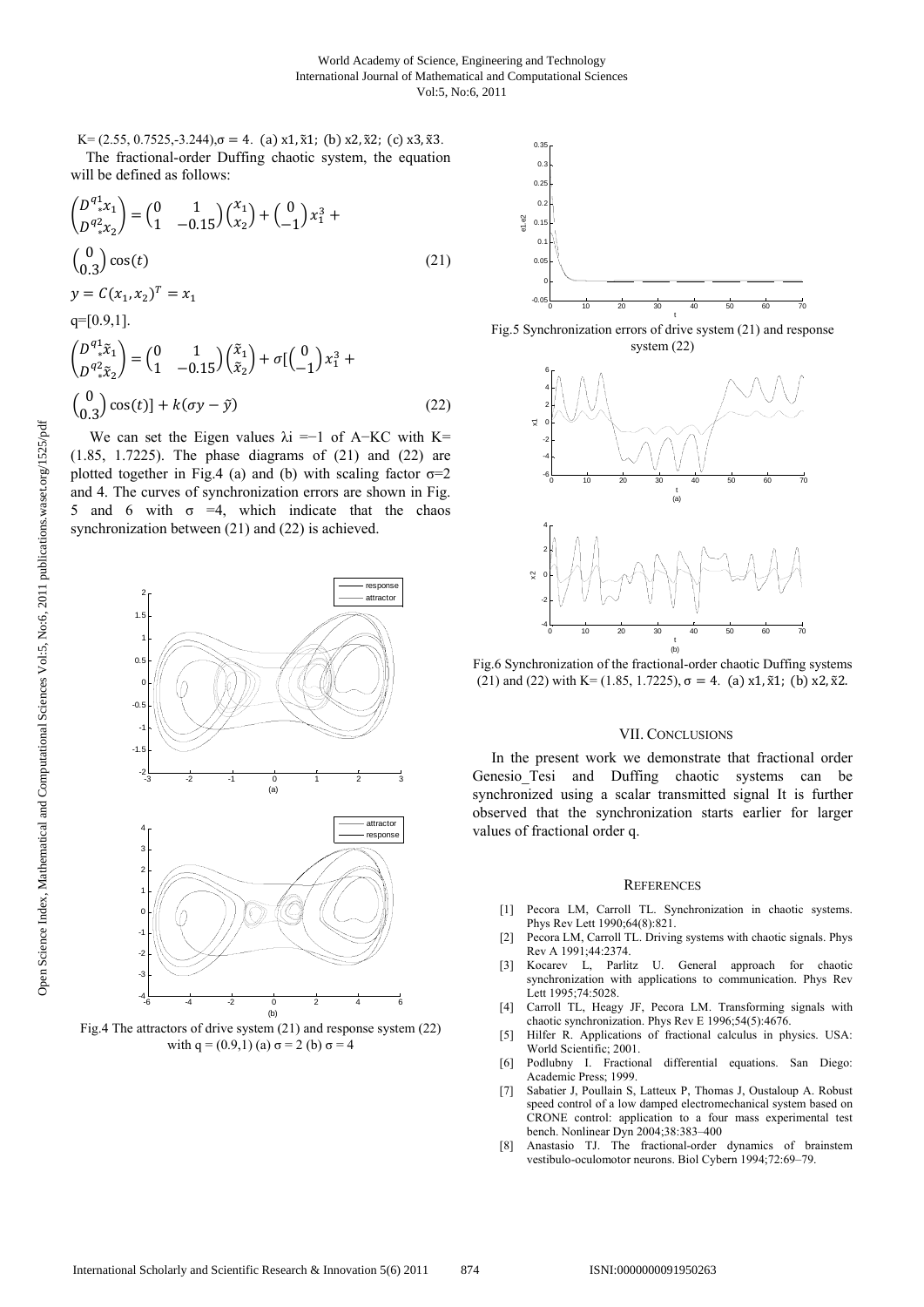K= (2.55, 0.7525,-3.244), $\sigma = 4$. (a) $x1, \tilde{x}1$; (b) $x2, \tilde{x}2$; (c) $x3, \tilde{x}3$.

The fractional-order Duffing chaotic system, the equation will be defined as follows:

$$\begin{pmatrix} D_*^{q_1} x_1 \\ D_*^{q_2} x_2 \end{pmatrix} = \begin{pmatrix} 0 & 1 \\ 1 & -0.15 \end{pmatrix} \begin{pmatrix} x_1 \\ x_2 \end{pmatrix} + \begin{pmatrix} 0 \\ -1 \end{pmatrix} x_1^3 + \begin{pmatrix} 0 \\ 0.3 \end{pmatrix} \cos(t) \tag{21}$$

$$y = C(x_1, x_2)^T = x_1$$

q=[0.9,1].

$$\begin{pmatrix} D_*^{q_1} \tilde{x}_1 \\ D_*^{q_2} \tilde{x}_2 \end{pmatrix} = \begin{pmatrix} 0 & 1 \\ 1 & -0.15 \end{pmatrix} \begin{pmatrix} \tilde{x}_1 \\ \tilde{x}_2 \end{pmatrix} + \sigma[\begin{pmatrix} 0 \\ -1 \end{pmatrix} x_1^3 + \begin{pmatrix} 0 \\ 0.3 \end{pmatrix} \cos(t)] + k(\sigma y - \tilde{y}) \tag{22}$$

We can set the Eigen values $\lambda i = -1$ of A−KC with K= (1.85, 1.7225). The phase diagrams of (21) and (22) are plotted together in Fig.4 (a) and (b) with scaling factor $\sigma$=2 and 4. The curves of synchronization errors are shown in Fig. 5 and 6 with $\sigma$ =4, which indicate that the chaos synchronization between (21) and (22) is achieved.

Fig.4 The attractors of drive system (21) and response system (22) with q = (0.9,1) (a) $\sigma$ = 2 (b) $\sigma$ = 4

Fig.5 Synchronization errors of drive system (21) and response system (22)

Fig.6 Synchronization of the fractional-order chaotic Duffing systems (21) and (22) with K= (1.85, 1.7225), $\sigma = 4$. (a) $x1, \tilde{x}1$; (b) $x2, \tilde{x}2$.

## VII. Conclusions

In the present work we demonstrate that fractional order Genesio_Tesi and Duffing chaotic systems can be synchronized using a scalar transmitted signal It is further observed that the synchronization starts earlier for larger values of fractional order q.

## References

[1] Pecora LM, Carroll TL. Synchronization in chaotic systems. Phys Rev Lett 1990;64(8):821.

[2] Pecora LM, Carroll TL. Driving systems with chaotic signals. Phys Rev A 1991;44:2374.

[3] Kocarev L, Parlitz U. General approach for chaotic synchronization with applications to communication. Phys Rev Lett 1995;74:5028.

[4] Carroll TL, Heagy JF, Pecora LM. Transforming signals with chaotic synchronization. Phys Rev E 1996;54(5):4676.

[5] Hilfer R. Applications of fractional calculus in physics. USA: World Scientific; 2001.

[6] Podlubny I. Fractional differential equations. San Diego: Academic Press; 1999.

[7] Sabatier J, Poullain S, Latteux P, Thomas J, Oustaloup A. Robust speed control of a low damped electromechanical system based on CRONE control: application to a four mass experimental test bench. Nonlinear Dyn 2004;38:383–400

[8] Anastasio TJ. The fractional-order dynamics of brainstem vestibulo-oculomotor neurons. Biol Cybern 1994;72:69–79.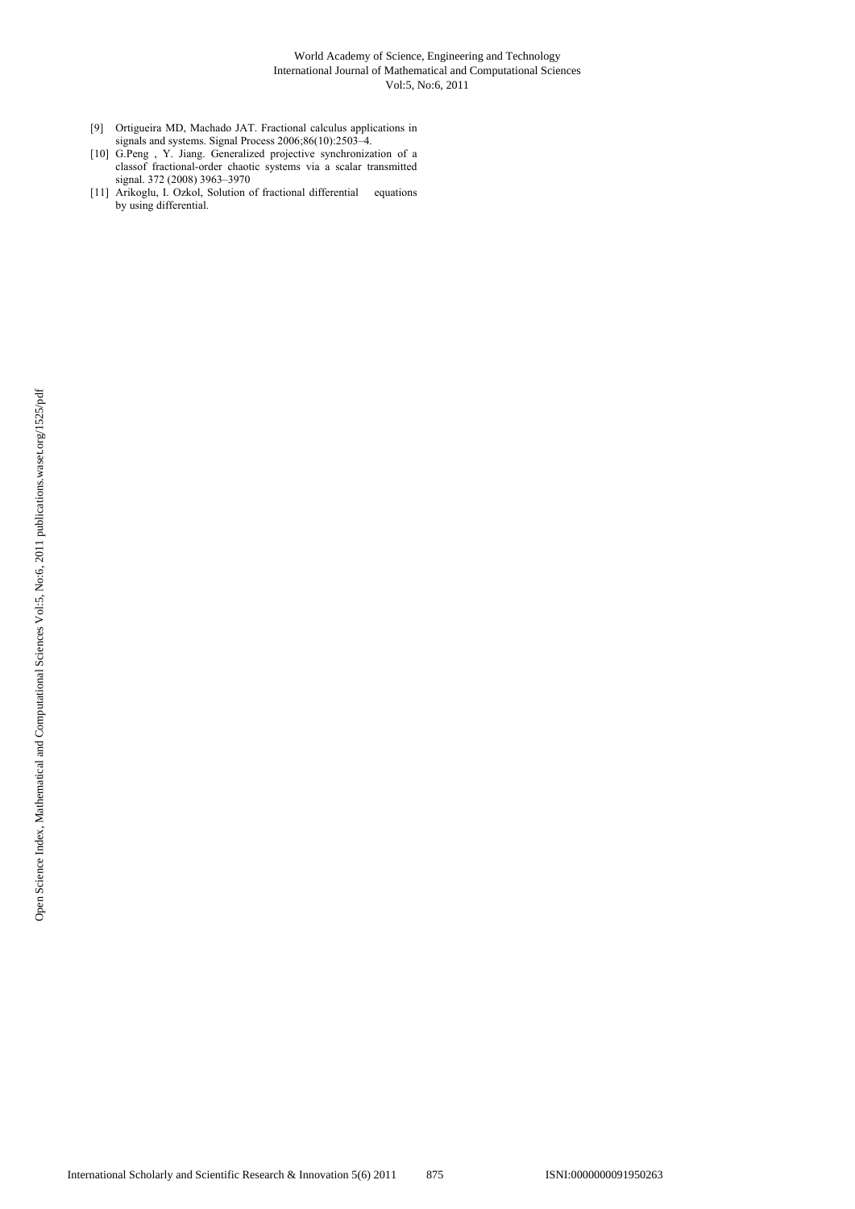[9] Ortigueira MD, Machado JAT. Fractional calculus applications in signals and systems. Signal Process 2006;86(10):2503–4.

[10] G.Peng , Y. Jiang. Generalized projective synchronization of a classof fractional-order chaotic systems via a scalar transmitted signal. 372 (2008) 3963–3970

[11] Arikoglu, I. Ozkol, Solution of fractional differential equations by using differential.